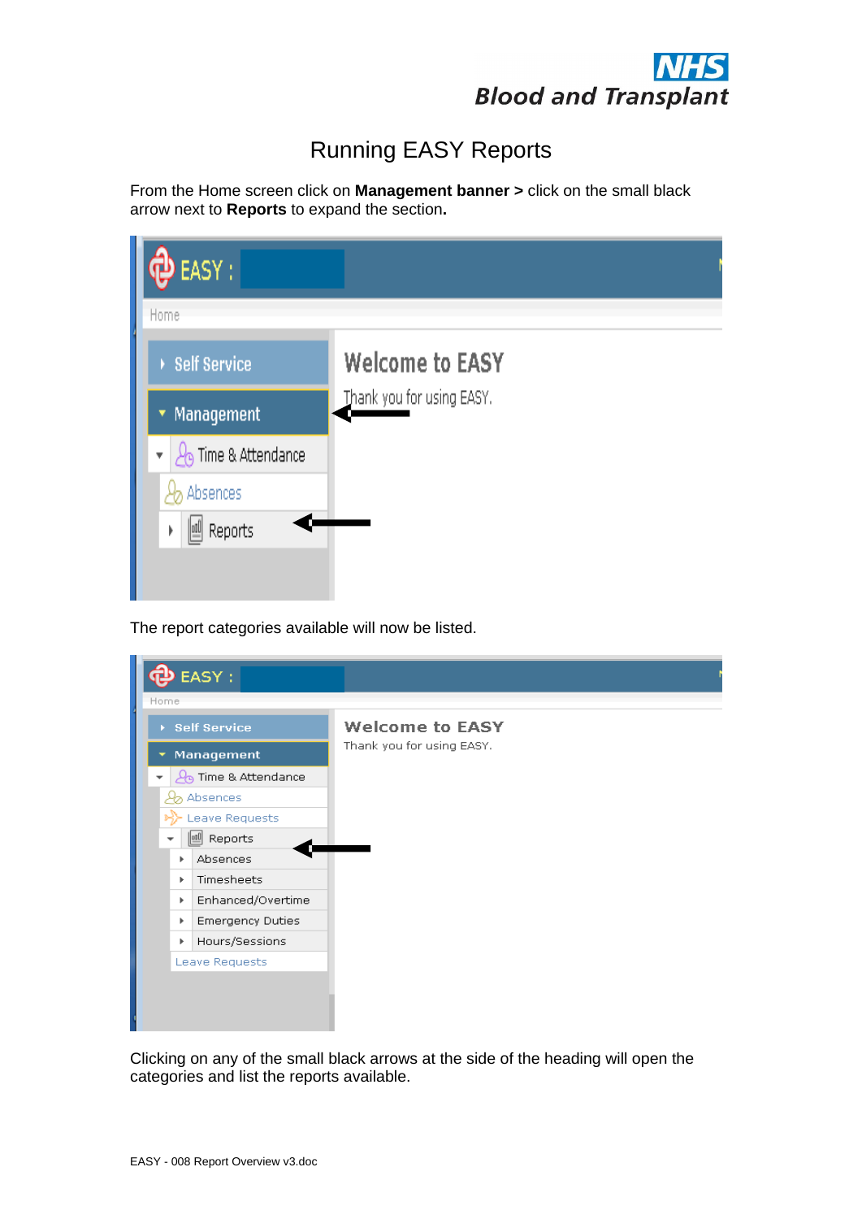# Running EASY Reports

From the Home screen click on **Management banner >** click on the small black arrow next to **Reports** to expand the section**.**

The report categories available will now be listed.

Clicking on any of the small black arrows at the side of the heading will open the categories and list the reports available.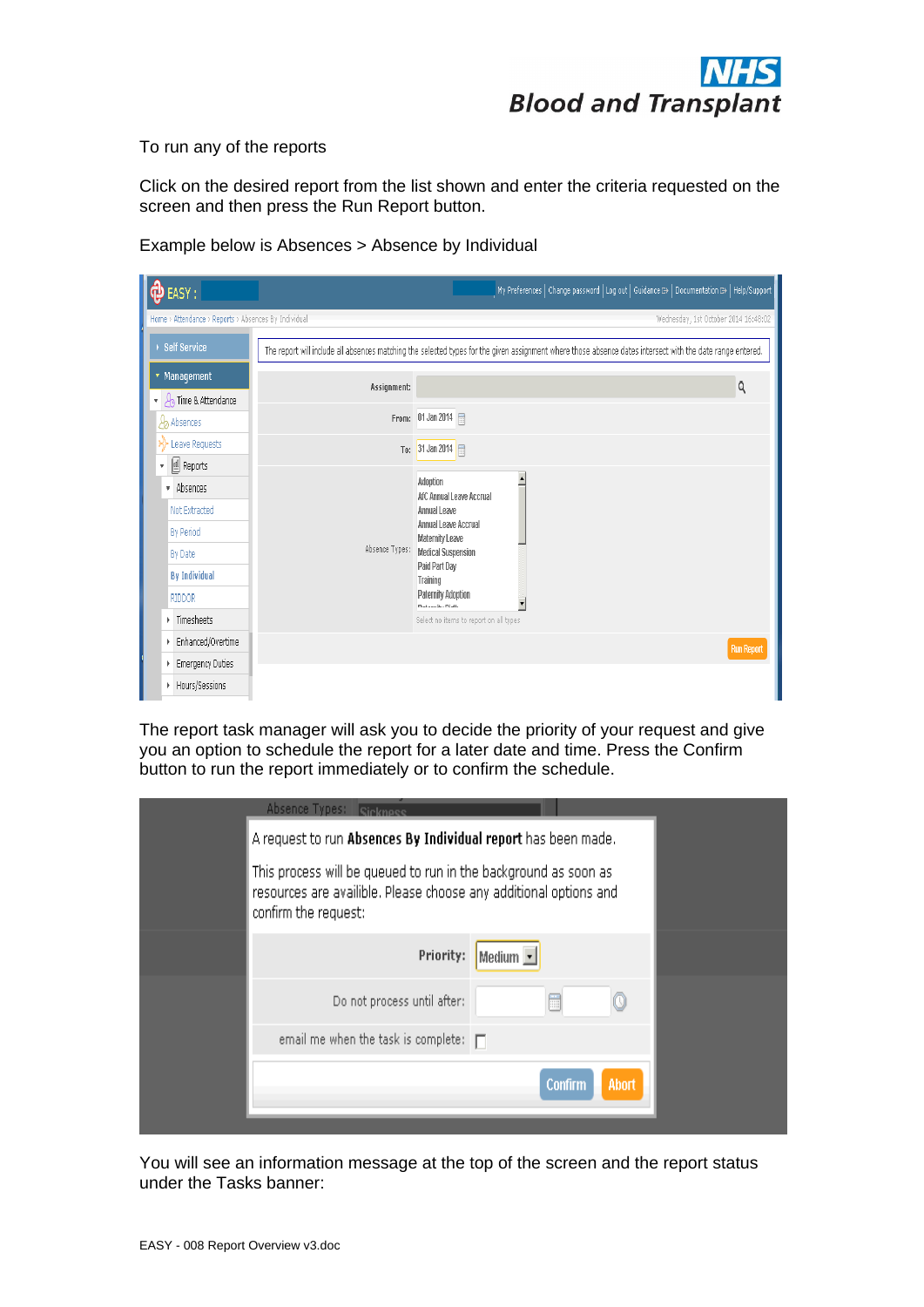To run any of the reports

Click on the desired report from the list shown and enter the criteria requested on the screen and then press the Run Report button.

Example below is Absences > Absence by Individual

The report task manager will ask you to decide the priority of your request and give you an option to schedule the report for a later date and time. Press the Confirm button to run the report immediately or to confirm the schedule.

You will see an information message at the top of the screen and the report status under the Tasks banner: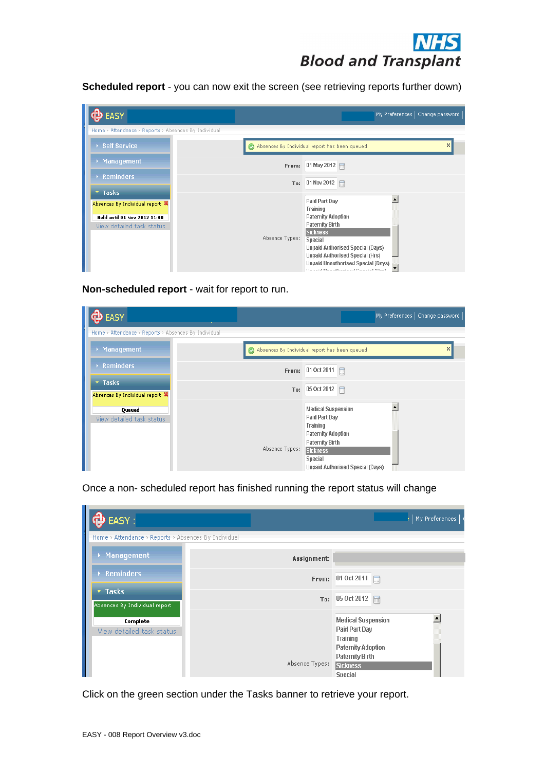**Scheduled report** - you can now exit the screen (see retrieving reports further down)

**Non-scheduled report** - wait for report to run.

Once a non- scheduled report has finished running the report status will change

Click on the green section under the Tasks banner to retrieve your report.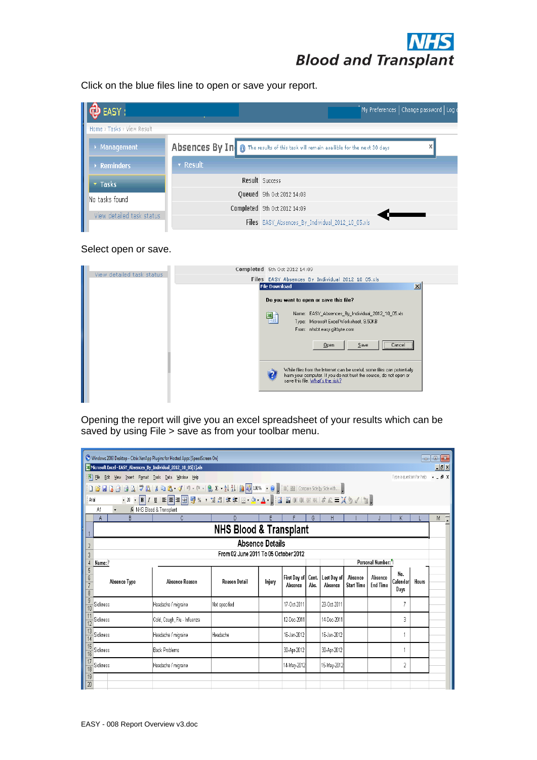Click on the blue files line to open or save your report.

Select open or save.

Opening the report will give you an excel spreadsheet of your results which can be saved by using File > save as from your toolbar menu.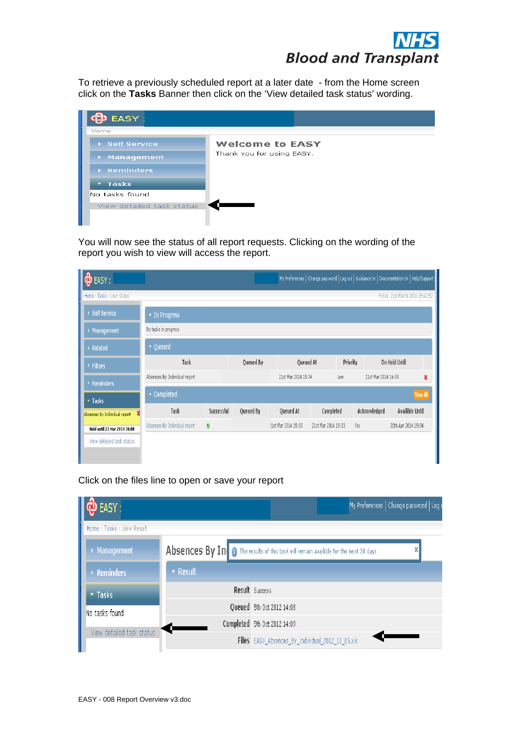To retrieve a previously scheduled report at a later date - from the Home screen click on the **Tasks** Banner then click on the 'View detailed task status' wording.

You will now see the status of all report requests. Clicking on the wording of the report you wish to view will access the report.

Click on the files line to open or save your report

EASY - 008 Report Overview v3.doc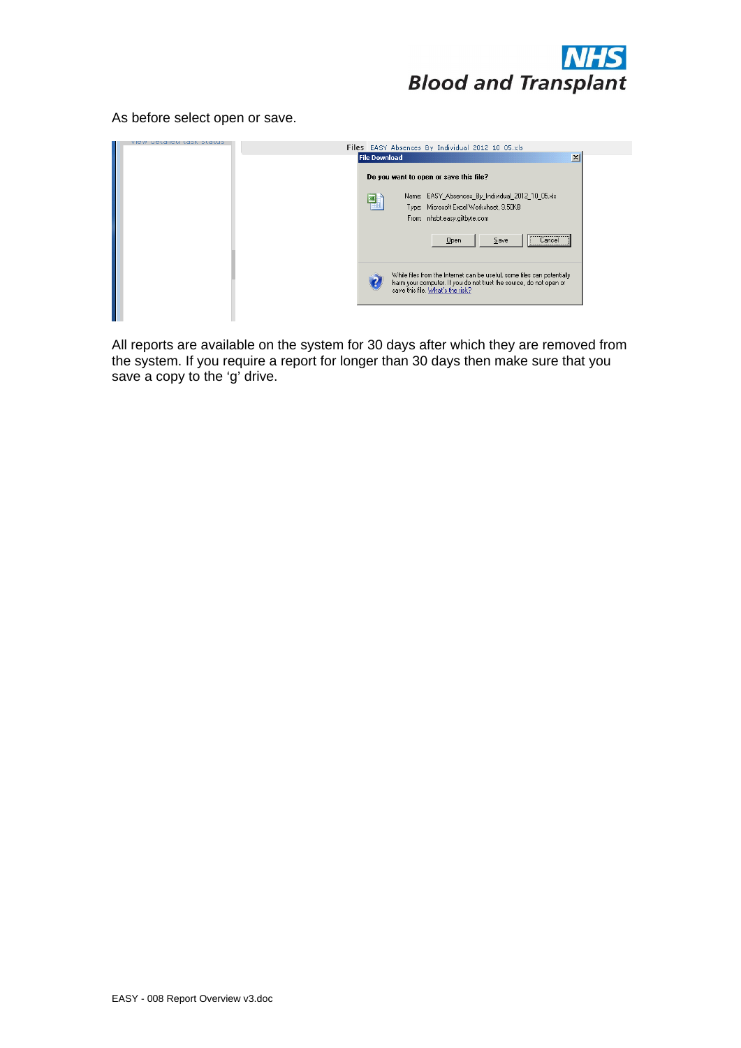As before select open or save.

All reports are available on the system for 30 days after which they are removed from the system. If you require a report for longer than 30 days then make sure that you save a copy to the ‘g’ drive.